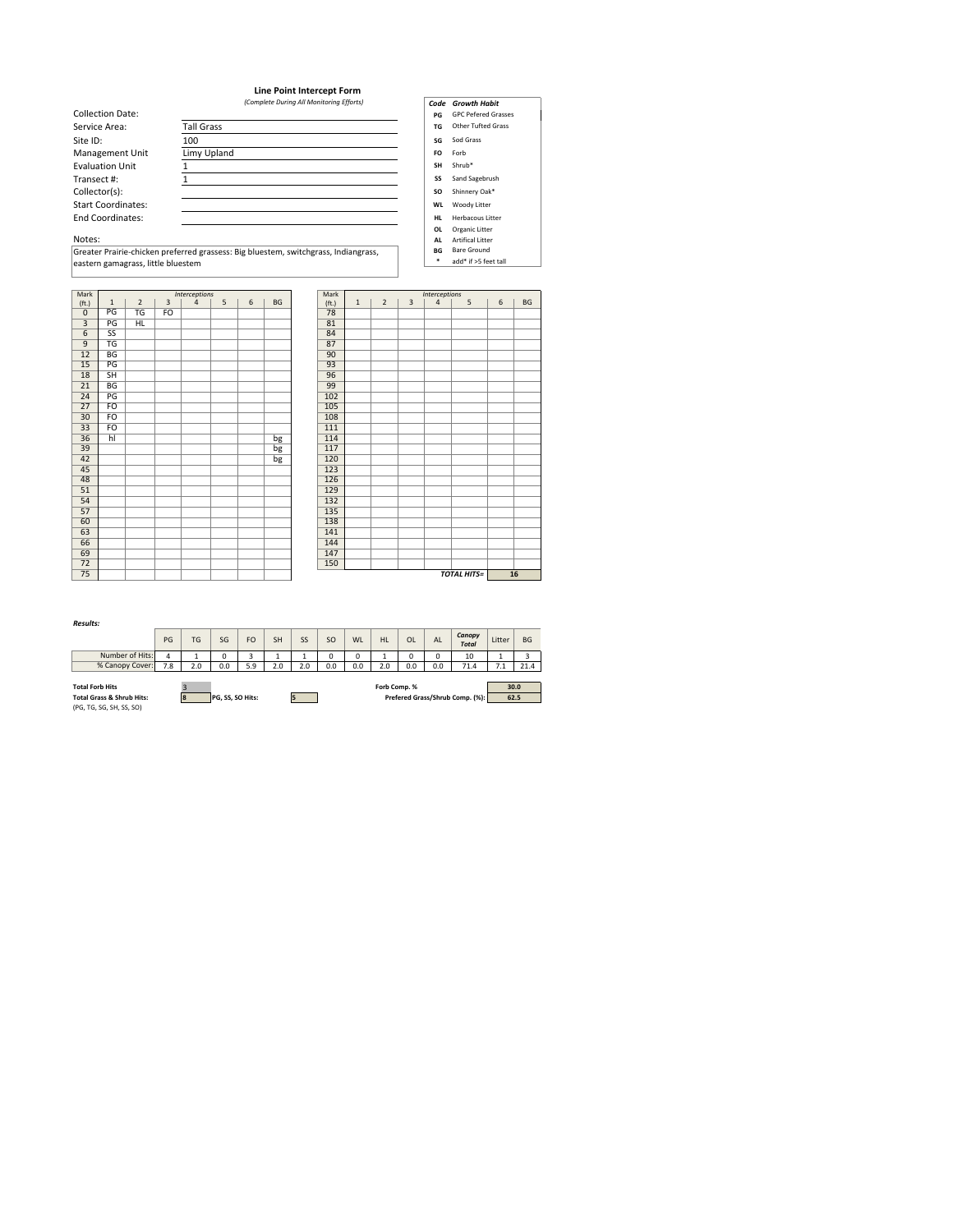## Line Point Intercept Form

*(Complete During All Monitoring Efforts)*

| | |
|---|---|
| Collection Date: | |
| Service Area: | Tall Grass |
| Site ID: | 100 |
| Management Unit | Limy Upland |
| Evaluation Unit | 1 |
| Transect #: | 1 |
| Collector(s): | |
| Start Coordinates: | |
| End Coordinates: | |

| Code | Growth Habit |
|---|---|
| PG | GPC Pefered Grasses |
| TG | Other Tufted Grass |
| SG | Sod Grass |
| FO | Forb |
| SH | Shrub* |
| SS | Sand Sagebrush |
| SO | Shinnery Oak* |
| WL | Woody Litter |
| HL | Herbacous Litter |
| OL | Organic Litter |
| AL | Artifical Litter |
| BG | Bare Ground |
| * | add* if >5 feet tall |

Notes:

Greater Prairie-chicken preferred grassess: Big bluestem, switchgrass, Indiangrass, eastern gamagrass, little bluestem

| Mark (ft.) | Interceptions 1 | 2 | 3 | 4 | 5 | 6 | BG |
|---|---|---|---|---|---|---|---|
| 0 | PG | TG | FO | | | | |
| 3 | PG | HL | | | | | |
| 6 | SS | | | | | | |
| 9 | TG | | | | | | |
| 12 | BG | | | | | | |
| 15 | PG | | | | | | |
| 18 | SH | | | | | | |
| 21 | BG | | | | | | |
| 24 | PG | | | | | | |
| 27 | FO | | | | | | |
| 30 | FO | | | | | | |
| 33 | FO | | | | | | |
| 36 | hl | | | | | | bg |
| 39 | | | | | | | bg |
| 42 | | | | | | | bg |
| 45 | | | | | | | |
| 48 | | | | | | | |
| 51 | | | | | | | |
| 54 | | | | | | | |
| 57 | | | | | | | |
| 60 | | | | | | | |
| 63 | | | | | | | |
| 66 | | | | | | | |
| 69 | | | | | | | |
| 72 | | | | | | | |
| 75 | | | | | | | |

| Mark (ft.) | Interceptions 1 | 2 | 3 | 4 | 5 | 6 | BG |
|---|---|---|---|---|---|---|---|
| 78 | | | | | | | |
| 81 | | | | | | | |
| 84 | | | | | | | |
| 87 | | | | | | | |
| 90 | | | | | | | |
| 93 | | | | | | | |
| 96 | | | | | | | |
| 99 | | | | | | | |
| 102 | | | | | | | |
| 105 | | | | | | | |
| 108 | | | | | | | |
| 111 | | | | | | | |
| 114 | | | | | | | |
| 117 | | | | | | | |
| 120 | | | | | | | |
| 123 | | | | | | | |
| 126 | | | | | | | |
| 129 | | | | | | | |
| 132 | | | | | | | |
| 135 | | | | | | | |
| 138 | | | | | | | |
| 141 | | | | | | | |
| 144 | | | | | | | |
| 147 | | | | | | | |
| 150 | | | | | | | |
| | | | | | TOTAL HITS= | 16 | |

***Results:***

| | PG | TG | SG | FO | SH | SS | SO | WL | HL | OL | AL | Canopy Total | Litter | BG |
|---|---|---|---|---|---|---|---|---|---|---|---|---|---|---|
| Number of Hits: | 4 | 1 | 0 | 3 | 1 | 1 | 0 | 0 | 1 | 0 | 0 | 10 | 1 | 3 |
| % Canopy Cover: | 7.8 | 2.0 | 0.0 | 5.9 | 2.0 | 2.0 | 0.0 | 0.0 | 2.0 | 0.0 | 0.0 | 71.4 | 7.1 | 21.4 |

**Total Forb Hits** 3

**Total Grass & Shrub Hits:** 8 **PG, SS, SO Hits:** 5
(PG, TG, SG, SH, SS, SO)

**Forb Comp. %** 30.0

**Prefered Grass/Shrub Comp. (%):** 62.5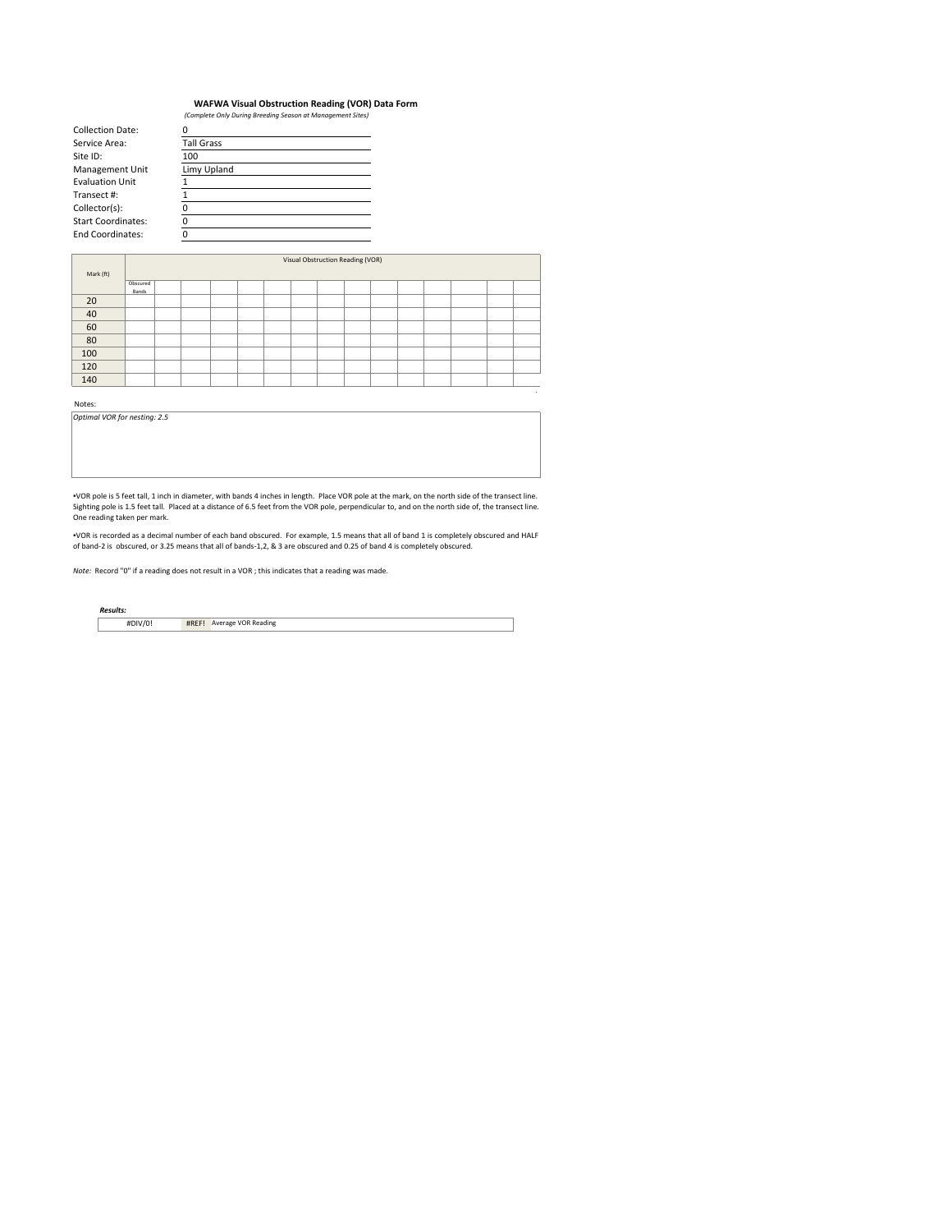**WAFWA Visual Obstruction Reading (VOR) Data Form**

*(Complete Only During Breeding Season at Management Sites)*

| | |
|---|---|
| Collection Date: | 0 |
| Service Area: | Tall Grass |
| Site ID: | 100 |
| Management Unit | Limy Upland |
| Evaluation Unit | 1 |
| Transect #: | 1 |
| Collector(s): | 0 |
| Start Coordinates: | 0 |
| End Coordinates: | 0 |

| Mark (ft) | Visual Obstruction Reading (VOR) | | | | | | | | | | | | | | |
|---|---|---|---|---|---|---|---|---|---|---|---|---|---|---|---|
| | Obscured Bands | | | | | | | | | | | | | | |
| 20 | | | | | | | | | | | | | | | |
| 40 | | | | | | | | | | | | | | | |
| 60 | | | | | | | | | | | | | | | |
| 80 | | | | | | | | | | | | | | | |
| 100 | | | | | | | | | | | | | | | |
| 120 | | | | | | | | | | | | | | | |
| 140 | | | | | | | | | | | | | | | |

Notes:

*Optimal VOR for nesting: 2.5*

•VOR pole is 5 feet tall, 1 inch in diameter, with bands 4 inches in length. Place VOR pole at the mark, on the north side of the transect line. Sighting pole is 1.5 feet tall. Placed at a distance of 6.5 feet from the VOR pole, perpendicular to, and on the north side of, the transect line. One reading taken per mark.

•VOR is recorded as a decimal number of each band obscured. For example, 1.5 means that all of band 1 is completely obscured and HALF of band-2 is obscured, or 3.25 means that all of bands-1,2, & 3 are obscured and 0.25 of band 4 is completely obscured.

*Note:* Record "0" if a reading does not result in a VOR ; this indicates that a reading was made.

***Results:***

| | | |
|---|---|---|
| #DIV/0! | #REF! | Average VOR Reading |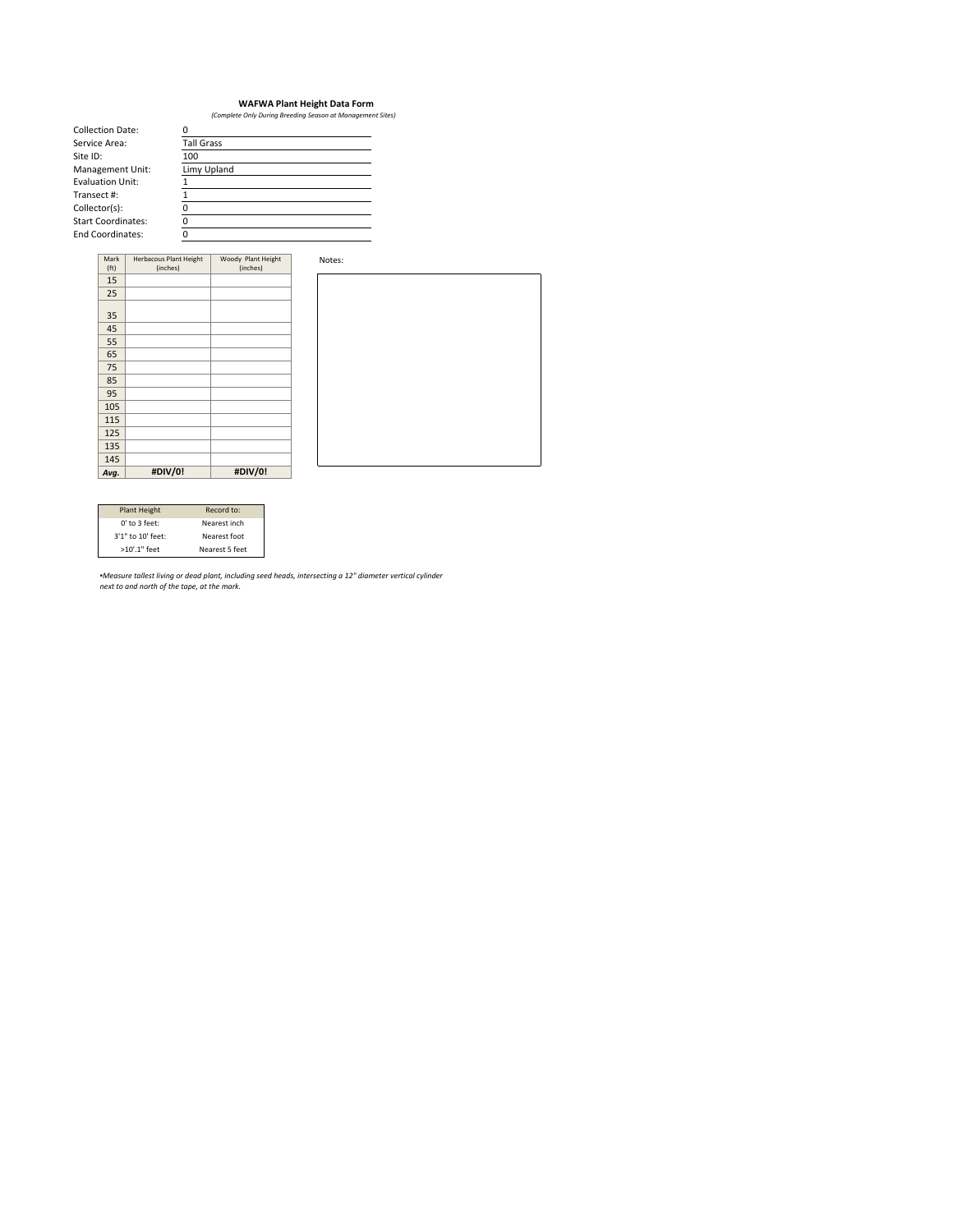**WAFWA Plant Height Data Form**

*(Complete Only During Breeding Season at Management Sites)*

| | |
|---|---|
| Collection Date: | 0 |
| Service Area: | Tall Grass |
| Site ID: | 100 |
| Management Unit: | Limy Upland |
| Evaluation Unit: | 1 |
| Transect #: | 1 |
| Collector(s): | 0 |
| Start Coordinates: | 0 |
| End Coordinates: | 0 |

| Mark (ft) | Herbacous Plant Height (inches) | Woody Plant Height (inches) |
|---|---|---|
| 15 | | |
| 25 | | |
| 35 | | |
| 45 | | |
| 55 | | |
| 65 | | |
| 75 | | |
| 85 | | |
| 95 | | |
| 105 | | |
| 115 | | |
| 125 | | |
| 135 | | |
| 145 | | |
| *Avg.* | **#DIV/0!** | **#DIV/0!** |

Notes:

| Plant Height | Record to: |
|---|---|
| 0' to 3 feet: | Nearest inch |
| 3'1" to 10' feet: | Nearest foot |
| >10'.1" feet | Nearest 5 feet |

*•Measure tallest living or dead plant, including seed heads, intersecting a 12" diameter vertical cylinder next to and north of the tape, at the mark.*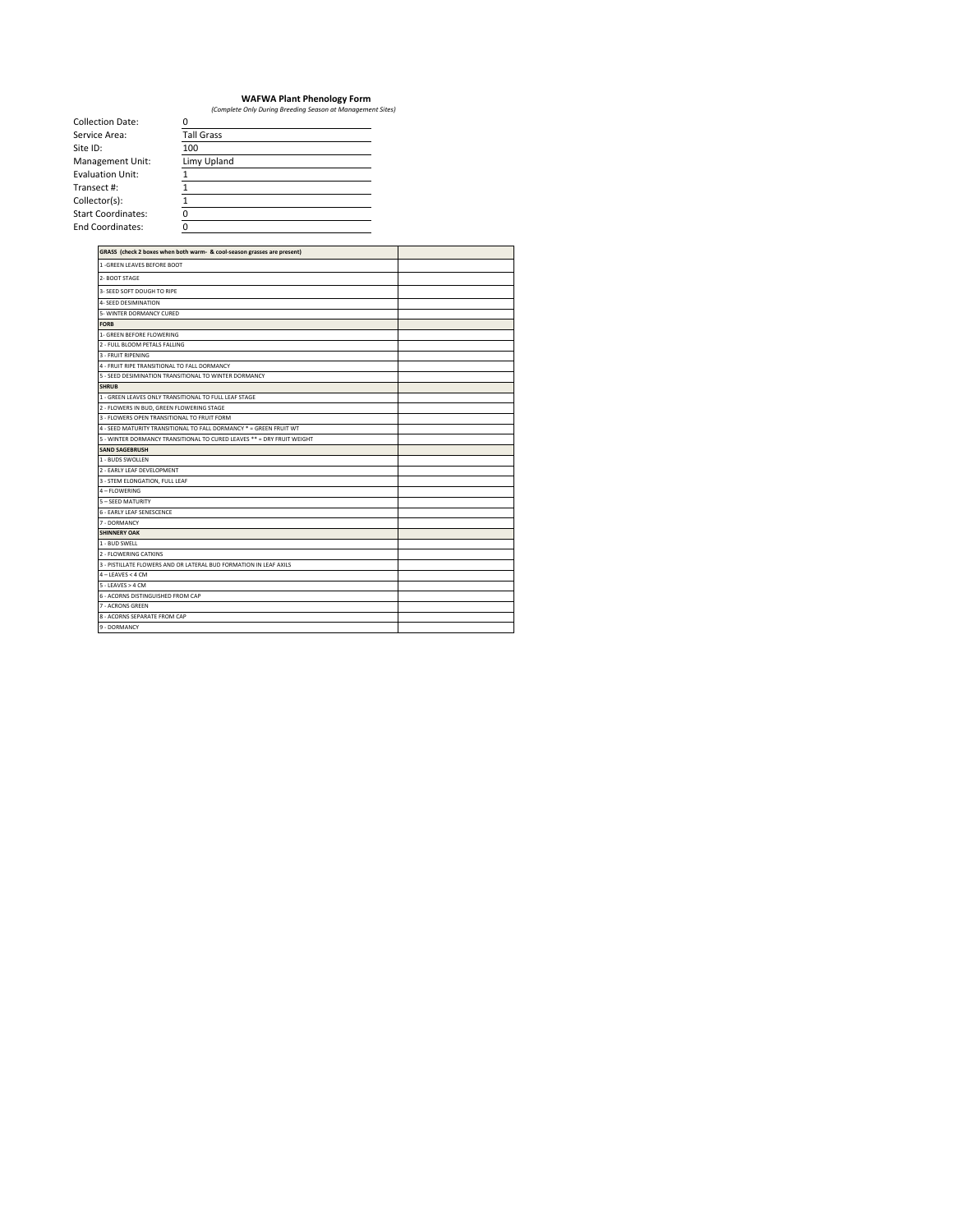**WAFWA Plant Phenology Form**

*(Complete Only During Breeding Season at Management Sites)*

| | |
|---|---|
| Collection Date: | 0 |
| Service Area: | Tall Grass |
| Site ID: | 100 |
| Management Unit: | Limy Upland |
| Evaluation Unit: | 1 |
| Transect #: | 1 |
| Collector(s): | 1 |
| Start Coordinates: | 0 |
| End Coordinates: | 0 |

| GRASS (check 2 boxes when both warm- & cool-season grasses are present) | |
|---|---|
| 1 -GREEN LEAVES BEFORE BOOT | |
| 2- BOOT STAGE | |
| 3- SEED SOFT DOUGH TO RIPE | |
| 4- SEED DESIMINATION | |
| 5- WINTER DORMANCY CURED | |
| **FORB** | |
| 1- GREEN BEFORE FLOWERING | |
| 2 - FULL BLOOM PETALS FALLING | |
| 3 - FRUIT RIPENING | |
| 4 - FRUIT RIPE TRANSITIONAL TO FALL DORMANCY | |
| 5 - SEED DESIMINATION TRANSITIONAL TO WINTER DORMANCY | |
| **SHRUB** | |
| 1 - GREEN LEAVES ONLY TRANSITIONAL TO FULL LEAF STAGE | |
| 2 - FLOWERS IN BUD, GREEN FLOWERING STAGE | |
| 3 - FLOWERS OPEN TRANSITIONAL TO FRUIT FORM | |
| 4 - SEED MATURITY TRANSITIONAL TO FALL DORMANCY * = GREEN FRUIT WT | |
| 5 - WINTER DORMANCY TRANSITIONAL TO CURED LEAVES ** = DRY FRUIT WEIGHT | |
| **SAND SAGEBRUSH** | |
| 1 - BUDS SWOLLEN | |
| 2 - EARLY LEAF DEVELOPMENT | |
| 3 - STEM ELONGATION, FULL LEAF | |
| 4 – FLOWERING | |
| 5 – SEED MATURITY | |
| 6 - EARLY LEAF SENESCENCE | |
| 7 - DORMANCY | |
| **SHINNERY OAK** | |
| 1 - BUD SWELL | |
| 2 - FLOWERING CATKINS | |
| 3 - PISTILLATE FLOWERS AND OR LATERAL BUD FORMATION IN LEAF AXILS | |
| 4 – LEAVES < 4 CM | |
| 5 - LEAVES > 4 CM | |
| 6 - ACORNS DISTINGUISHED FROM CAP | |
| 7 - ACRONS GREEN | |
| 8 - ACORNS SEPARATE FROM CAP | |
| 9 - DORMANCY | |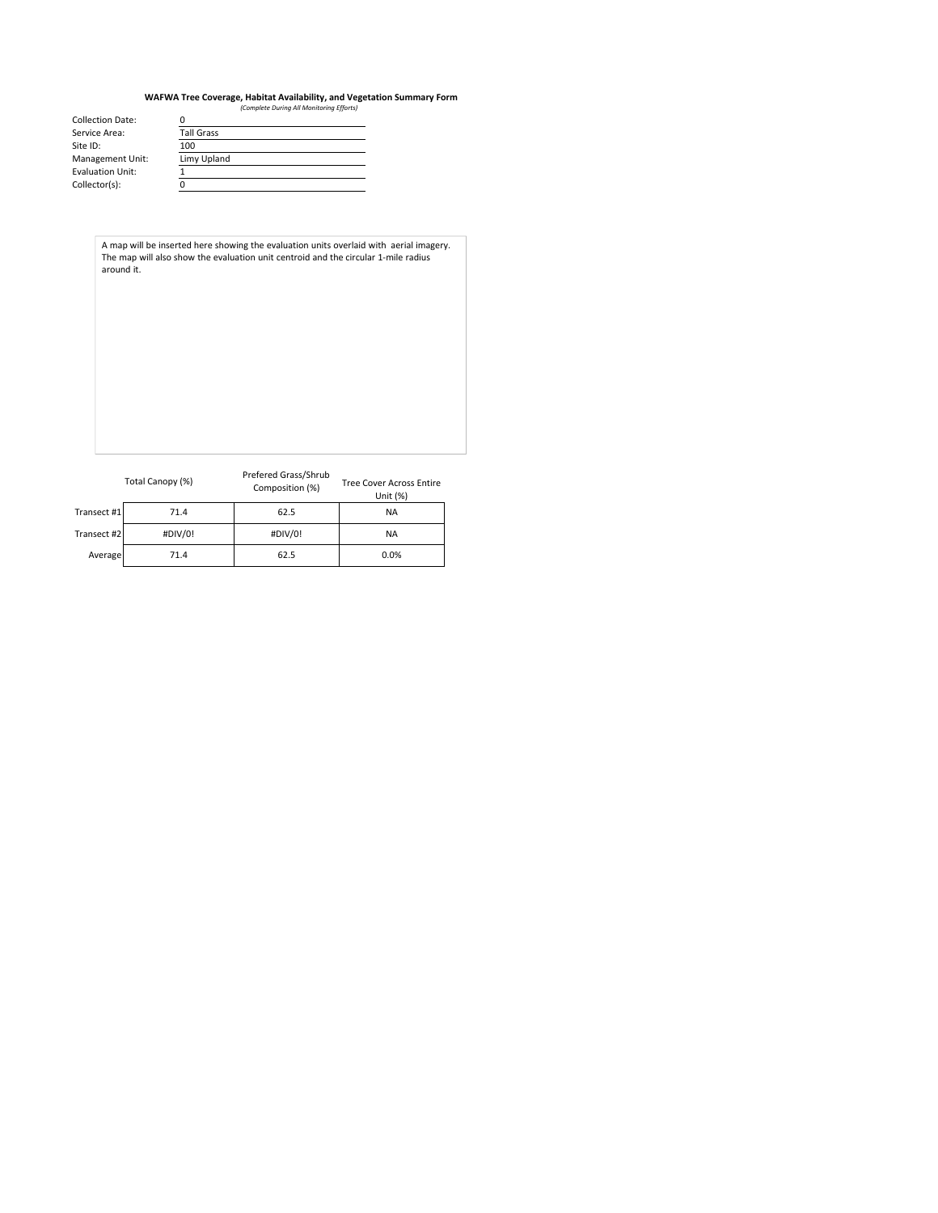**WAFWA Tree Coverage, Habitat Availability, and Vegetation Summary Form**

*(Complete During All Monitoring Efforts)*

| | |
|---|---|
| Collection Date: | 0 |
| Service Area: | Tall Grass |
| Site ID: | 100 |
| Management Unit: | Limy Upland |
| Evaluation Unit: | 1 |
| Collector(s): | 0 |

A map will be inserted here showing the evaluation units overlaid with aerial imagery. The map will also show the evaluation unit centroid and the circular 1-mile radius around it.

| | Total Canopy (%) | Prefered Grass/Shrub Composition (%) | Tree Cover Across Entire Unit (%) |
|---|---|---|---|
| Transect #1 | 71.4 | 62.5 | NA |
| Transect #2 | #DIV/0! | #DIV/0! | NA |
| Average | 71.4 | 62.5 | 0.0% |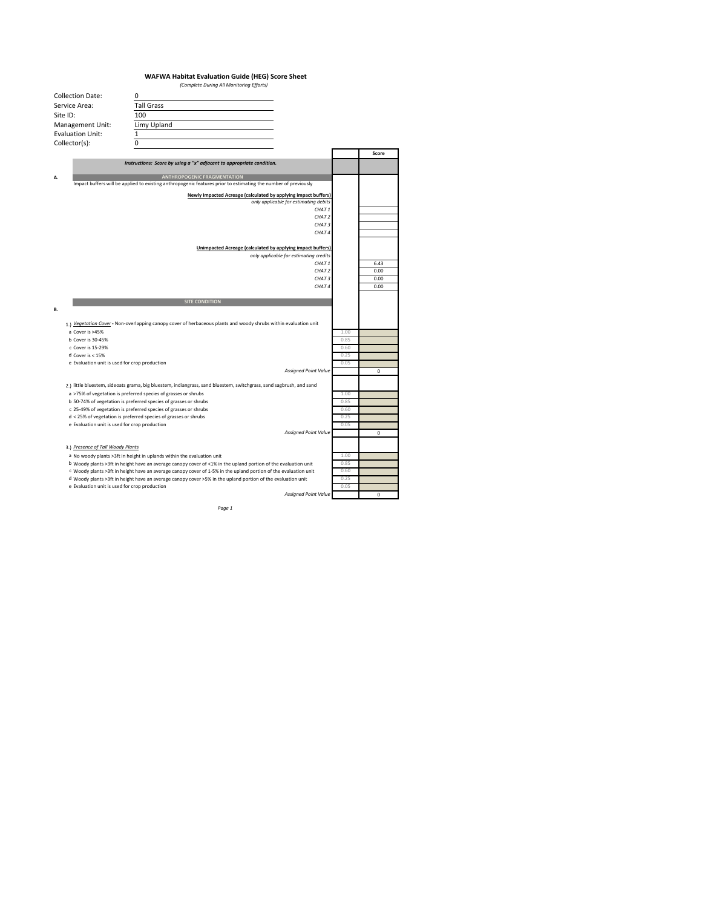## WAFWA Habitat Evaluation Guide (HEG) Score Sheet

*(Complete During All Monitoring Efforts)*

Collection Date: 0
Service Area: Tall Grass
Site ID: 100
Management Unit: Limy Upland
Evaluation Unit: 1
Collector(s): 0

| | | | Score |
|---|---|---|---|
| | *Instructions: Score by using a "x" adjacent to appropriate condition.* | | |
| **A.** | **ANTHROPOGENIC FRAGMENTATION** | | |
| | Impact buffers will be applied to existing anthropogenic features prior to estimating the number of previously | | |
| | **Newly Impacted Acreage (calculated by applying impact buffers)** | | |
| | *only applicable for estimating debits* | | |
| | *CHAT 1* | | |
| | *CHAT 2* | | |
| | *CHAT 3* | | |
| | *CHAT 4* | | |
| | **Unimpacted Acreage (calculated by applying impact buffers)** | | |
| | *only applicable for estimating credits* | | |
| | *CHAT 1* | | 6.43 |
| | *CHAT 2* | | 0.00 |
| | *CHAT 3* | | 0.00 |
| | *CHAT 4* | | 0.00 |
| **B.** | **SITE CONDITION** | | |
| 1.) | *Vegetation Cover* - Non-overlapping canopy cover of herbaceous plants and woody shrubs within evaluation unit | | |
| | a Cover is >45% | 1.00 | |
| | b Cover is 30-45% | 0.85 | |
| | c Cover is 15-29% | 0.60 | |
| | d Cover is < 15% | 0.25 | |
| | e Evaluation unit is used for crop production | 0.05 | |
| | *Assigned Point Value* | | 0 |
| 2.) | little bluestem, sideoats grama, big bluestem, indiangrass, sand bluestem, switchgrass, sand sagbrush, and sand | | |
| | a >75% of vegetation is preferred species of grasses or shrubs | 1.00 | |
| | b 50-74% of vegetation is preferred species of grasses or shrubs | 0.85 | |
| | c 25-49% of vegetation is preferred species of grasses or shrubs | 0.60 | |
| | d < 25% of vegetation is preferred species of grasses or shrubs | 0.25 | |
| | e Evaluation unit is used for crop production | 0.05 | |
| | *Assigned Point Value* | | 0 |
| 3.) | *Presence of Tall Woody Plants* | | |
| | a No woody plants >3ft in height in uplands within the evaluation unit | 1.00 | |
| | b Woody plants >3ft in height have an average canopy cover of <1% in the upland portion of the evaluation unit | 0.85 | |
| | c Woody plants >3ft in height have an average canopy cover of 1-5% in the upland portion of the evaluation unit | 0.60 | |
| | d Woody plants >3ft in height have an average canopy cover >5% in the upland portion of the evaluation unit | 0.25 | |
| | e Evaluation unit is used for crop production | 0.05 | |
| | *Assigned Point Value* | | 0 |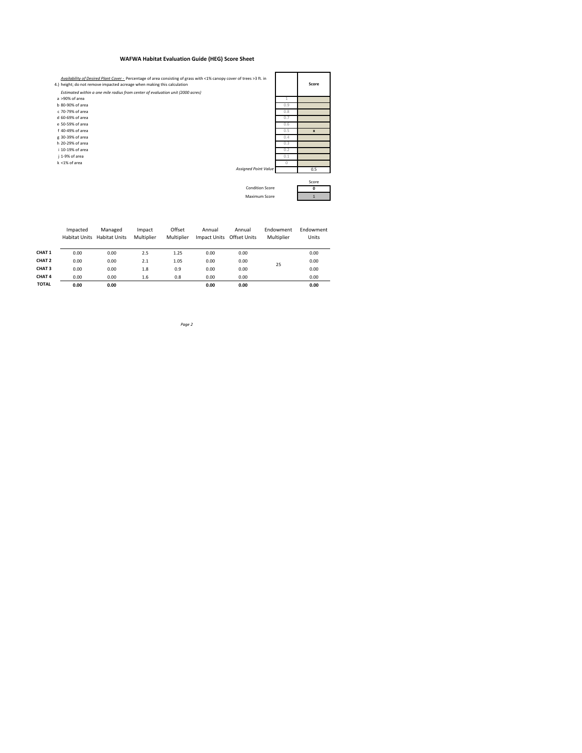## WAFWA Habitat Evaluation Guide (HEG) Score Sheet

4.) *Availability of Desired Plant Cover -* Percentage of area consisting of grass with <1% canopy cover of trees >3 ft. in height; do not remove impacted acreage when making this calculation

*Estimated within a one mile radius from center of evaluation unit (2000 acres)*

| | | Score |
|---|---|---|
| a >90% of area | 1 | |
| b 80-90% of area | 0.9 | |
| c 70-79% of area | 0.8 | |
| d 60-69% of area | 0.7 | |
| e 50-59% of area | 0.6 | |
| f 40-49% of area | 0.5 | x |
| g 30-39% of area | 0.4 | |
| h 20-29% of area | 0.3 | |
| i 10-19% of area | 0.2 | |
| j 1-9% of area | 0.1 | |
| k <1% of area | 0 | |
| *Assigned Point Value* | | 0.5 |

| | Score |
|---|---|
| Condition Score | 0 |
| Maximum Score | 1 |

| | Impacted Habitat Units | Managed Habitat Units | Impact Multiplier | Offset Multiplier | Annual Impact Units | Annual Offset Units | Endowment Multiplier | Endowment Units |
|---|---|---|---|---|---|---|---|---|
| **CHAT 1** | 0.00 | 0.00 | 2.5 | 1.25 | 0.00 | 0.00 | | 0.00 |
| **CHAT 2** | 0.00 | 0.00 | 2.1 | 1.05 | 0.00 | 0.00 | 25 | 0.00 |
| **CHAT 3** | 0.00 | 0.00 | 1.8 | 0.9 | 0.00 | 0.00 | | 0.00 |
| **CHAT 4** | 0.00 | 0.00 | 1.6 | 0.8 | 0.00 | 0.00 | | 0.00 |
| **TOTAL** | **0.00** | **0.00** | | | **0.00** | **0.00** | | **0.00** |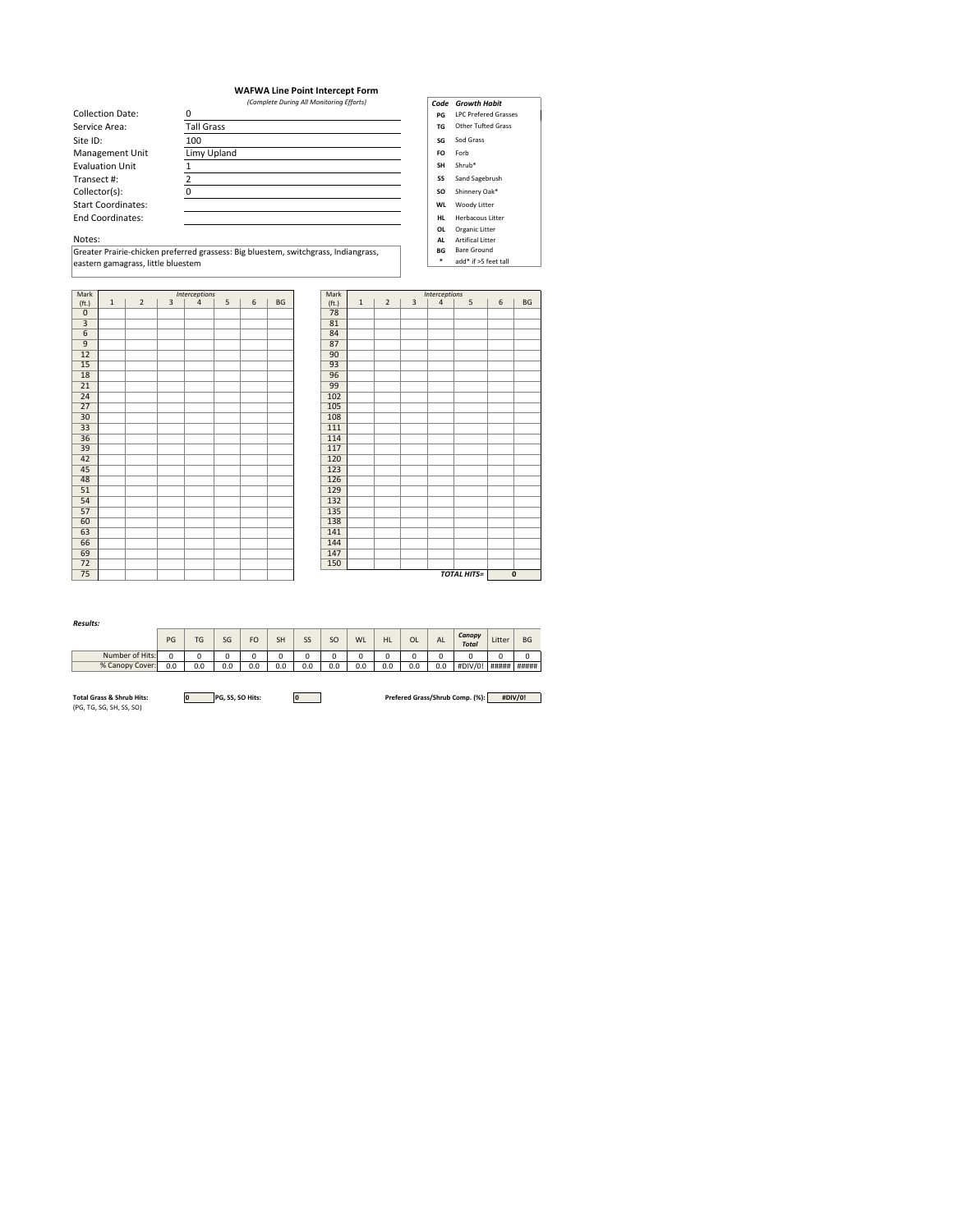# WAFWA Line Point Intercept Form

*(Complete During All Monitoring Efforts)*

| | |
|---|---|
| Collection Date: | 0 |
| Service Area: | Tall Grass |
| Site ID: | 100 |
| Management Unit | Limy Upland |
| Evaluation Unit | 1 |
| Transect #: | 2 |
| Collector(s): | 0 |
| Start Coordinates: | |
| End Coordinates: | |

| Code | Growth Habit |
|---|---|
| PG | LPC Prefered Grasses |
| TG | Other Tufted Grass |
| SG | Sod Grass |
| FO | Forb |
| SH | Shrub* |
| SS | Sand Sagebrush |
| SO | Shinnery Oak* |
| WL | Woody Litter |
| HL | Herbacous Litter |
| OL | Organic Litter |
| AL | Artifical Litter |
| BG | Bare Ground |
| * | add* if >5 feet tall |

Notes:

Greater Prairie-chicken preferred grassess: Big bluestem, switchgrass, Indiangrass, eastern gamagrass, little bluestem

| Mark (ft.) | Interceptions 1 | 2 | 3 | 4 | 5 | 6 | BG |
|---|---|---|---|---|---|---|---|
| 0 | | | | | | | |
| 3 | | | | | | | |
| 6 | | | | | | | |
| 9 | | | | | | | |
| 12 | | | | | | | |
| 15 | | | | | | | |
| 18 | | | | | | | |
| 21 | | | | | | | |
| 24 | | | | | | | |
| 27 | | | | | | | |
| 30 | | | | | | | |
| 33 | | | | | | | |
| 36 | | | | | | | |
| 39 | | | | | | | |
| 42 | | | | | | | |
| 45 | | | | | | | |
| 48 | | | | | | | |
| 51 | | | | | | | |
| 54 | | | | | | | |
| 57 | | | | | | | |
| 60 | | | | | | | |
| 63 | | | | | | | |
| 66 | | | | | | | |
| 69 | | | | | | | |
| 72 | | | | | | | |
| 75 | | | | | | | |

| Mark (ft.) | Interceptions 1 | 2 | 3 | 4 | 5 | 6 | BG |
|---|---|---|---|---|---|---|---|
| 78 | | | | | | | |
| 81 | | | | | | | |
| 84 | | | | | | | |
| 87 | | | | | | | |
| 90 | | | | | | | |
| 93 | | | | | | | |
| 96 | | | | | | | |
| 99 | | | | | | | |
| 102 | | | | | | | |
| 105 | | | | | | | |
| 108 | | | | | | | |
| 111 | | | | | | | |
| 114 | | | | | | | |
| 117 | | | | | | | |
| 120 | | | | | | | |
| 123 | | | | | | | |
| 126 | | | | | | | |
| 129 | | | | | | | |
| 132 | | | | | | | |
| 135 | | | | | | | |
| 138 | | | | | | | |
| 141 | | | | | | | |
| 144 | | | | | | | |
| 147 | | | | | | | |
| 150 | | | | | | | |
| | | | | | TOTAL HITS= | 0 | |

***Results:***

| | PG | TG | SG | FO | SH | SS | SO | WL | HL | OL | AL | Canopy Total | Litter | BG |
|---|---|---|---|---|---|---|---|---|---|---|---|---|---|---|
| Number of Hits: | 0 | 0 | 0 | 0 | 0 | 0 | 0 | 0 | 0 | 0 | 0 | 0 | 0 | 0 |
| % Canopy Cover: | 0.0 | 0.0 | 0.0 | 0.0 | 0.0 | 0.0 | 0.0 | 0.0 | 0.0 | 0.0 | 0.0 | #DIV/0! | ##### | ##### |

**Total Grass & Shrub Hits:** 0 (PG, TG, SG, SH, SS, SO)

**PG, SS, SO Hits:** 0

**Prefered Grass/Shrub Comp. (%):** #DIV/0!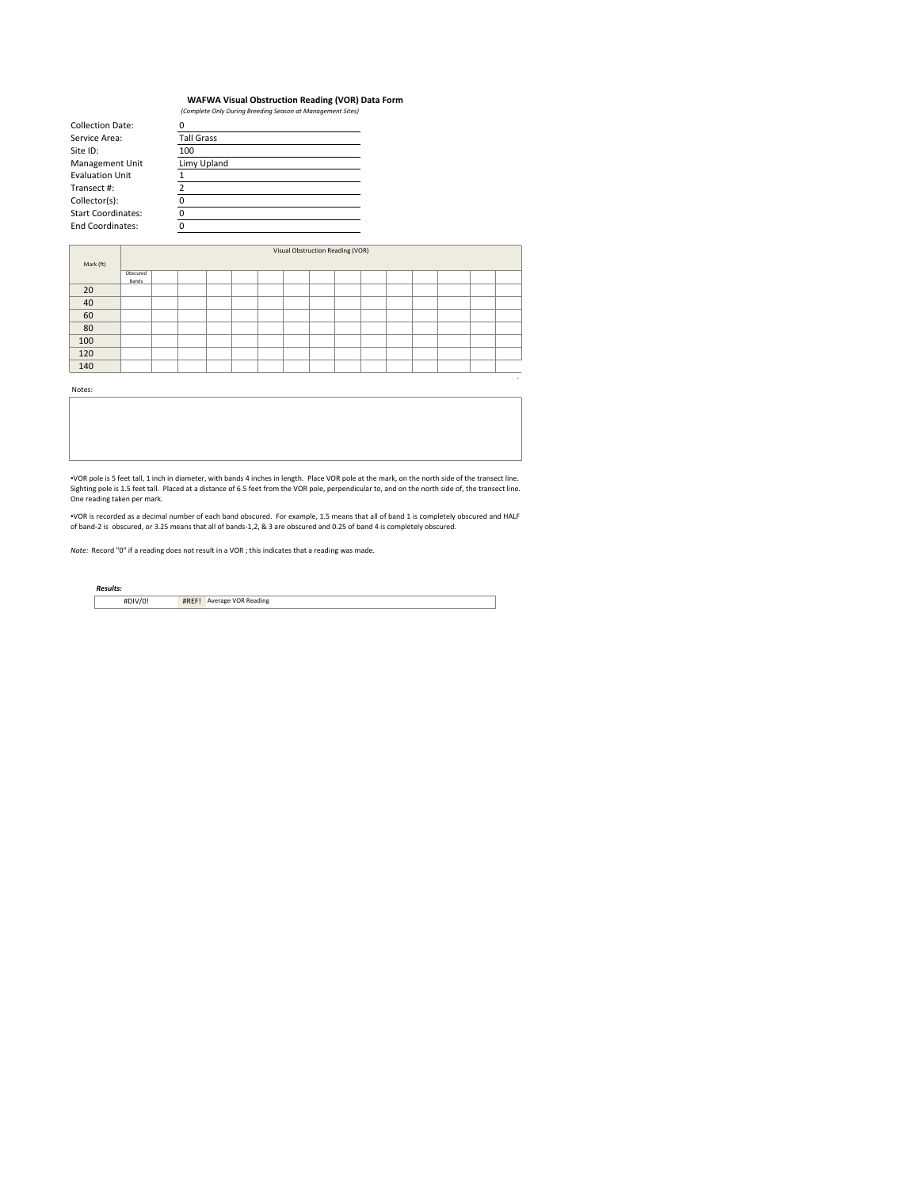**WAFWA Visual Obstruction Reading (VOR) Data Form**

*(Complete Only During Breeding Season at Management Sites)*

| | |
|---|---|
| Collection Date: | 0 |
| Service Area: | Tall Grass |
| Site ID: | 100 |
| Management Unit | Limy Upland |
| Evaluation Unit | 1 |
| Transect #: | 2 |
| Collector(s): | 0 |
| Start Coordinates: | 0 |
| End Coordinates: | 0 |

| Mark (ft) | Visual Obstruction Reading (VOR) | | | | | | | | | | | | | |
|---|---|---|---|---|---|---|---|---|---|---|---|---|---|---|
| | Obscured Bands | | | | | | | | | | | | | |
| 20 | | | | | | | | | | | | | | |
| 40 | | | | | | | | | | | | | | |
| 60 | | | | | | | | | | | | | | |
| 80 | | | | | | | | | | | | | | |
| 100 | | | | | | | | | | | | | | |
| 120 | | | | | | | | | | | | | | |
| 140 | | | | | | | | | | | | | | |

Notes:

•VOR pole is 5 feet tall, 1 inch in diameter, with bands 4 inches in length. Place VOR pole at the mark, on the north side of the transect line. Sighting pole is 1.5 feet tall. Placed at a distance of 6.5 feet from the VOR pole, perpendicular to, and on the north side of, the transect line. One reading taken per mark.

•VOR is recorded as a decimal number of each band obscured. For example, 1.5 means that all of band 1 is completely obscured and HALF of band-2 is obscured, or 3.25 means that all of bands-1,2, & 3 are obscured and 0.25 of band 4 is completely obscured.

*Note:* Record "0" if a reading does not result in a VOR ; this indicates that a reading was made.

***Results:***

| | | |
|---|---|---|
| #DIV/0! | #REF! | Average VOR Reading |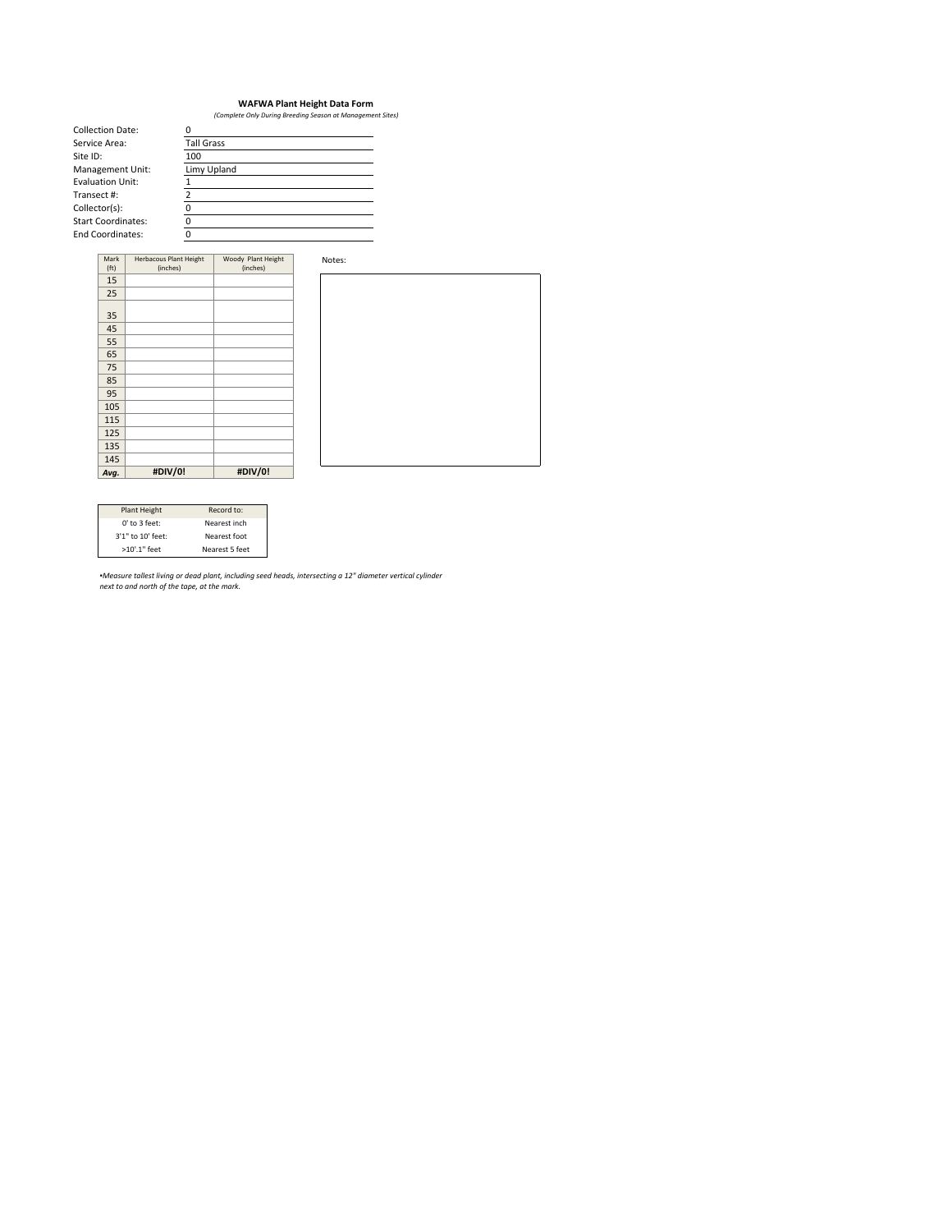**WAFWA Plant Height Data Form**

*(Complete Only During Breeding Season at Management Sites)*

| | |
|---|---|
| Collection Date: | 0 |
| Service Area: | Tall Grass |
| Site ID: | 100 |
| Management Unit: | Limy Upland |
| Evaluation Unit: | 1 |
| Transect #: | 2 |
| Collector(s): | 0 |
| Start Coordinates: | 0 |
| End Coordinates: | 0 |

| Mark (ft) | Herbacous Plant Height (inches) | Woody Plant Height (inches) |
|---|---|---|
| 15 | | |
| 25 | | |
| 35 | | |
| 45 | | |
| 55 | | |
| 65 | | |
| 75 | | |
| 85 | | |
| 95 | | |
| 105 | | |
| 115 | | |
| 125 | | |
| 135 | | |
| 145 | | |
| *Avg.* | **#DIV/0!** | **#DIV/0!** |

Notes:

| Plant Height | Record to: |
|---|---|
| 0' to 3 feet: | Nearest inch |
| 3'1" to 10' feet: | Nearest foot |
| >10'.1" feet | Nearest 5 feet |

*•Measure tallest living or dead plant, including seed heads, intersecting a 12" diameter vertical cylinder next to and north of the tape, at the mark.*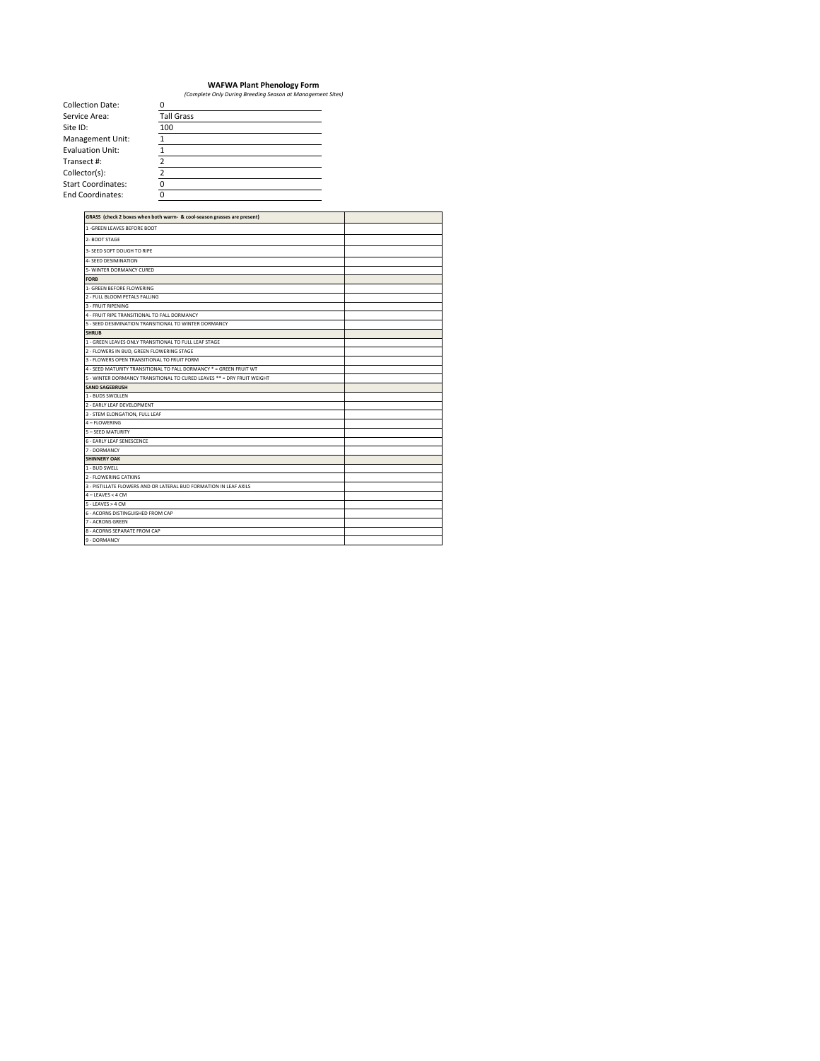# WAFWA Plant Phenology Form

*(Complete Only During Breeding Season at Management Sites)*

| | |
|---|---|
| Collection Date: | 0 |
| Service Area: | Tall Grass |
| Site ID: | 100 |
| Management Unit: | 1 |
| Evaluation Unit: | 1 |
| Transect #: | 2 |
| Collector(s): | 2 |
| Start Coordinates: | 0 |
| End Coordinates: | 0 |

| GRASS (check 2 boxes when both warm- & cool-season grasses are present) | |
|---|---|
| 1 -GREEN LEAVES BEFORE BOOT | |
| 2- BOOT STAGE | |
| 3- SEED SOFT DOUGH TO RIPE | |
| 4- SEED DESIMINATION | |
| 5- WINTER DORMANCY CURED | |
| **FORB** | |
| 1- GREEN BEFORE FLOWERING | |
| 2 - FULL BLOOM PETALS FALLING | |
| 3 - FRUIT RIPENING | |
| 4 - FRUIT RIPE TRANSITIONAL TO FALL DORMANCY | |
| 5 - SEED DESIMINATION TRANSITIONAL TO WINTER DORMANCY | |
| **SHRUB** | |
| 1 - GREEN LEAVES ONLY TRANSITIONAL TO FULL LEAF STAGE | |
| 2 - FLOWERS IN BUD, GREEN FLOWERING STAGE | |
| 3 - FLOWERS OPEN TRANSITIONAL TO FRUIT FORM | |
| 4 - SEED MATURITY TRANSITIONAL TO FALL DORMANCY * = GREEN FRUIT WT | |
| 5 - WINTER DORMANCY TRANSITIONAL TO CURED LEAVES ** = DRY FRUIT WEIGHT | |
| **SAND SAGEBRUSH** | |
| 1 - BUDS SWOLLEN | |
| 2 - EARLY LEAF DEVELOPMENT | |
| 3 - STEM ELONGATION, FULL LEAF | |
| 4 – FLOWERING | |
| 5 – SEED MATURITY | |
| 6 - EARLY LEAF SENESCENCE | |
| 7 - DORMANCY | |
| **SHINNERY OAK** | |
| 1 - BUD SWELL | |
| 2 - FLOWERING CATKINS | |
| 3 - PISTILLATE FLOWERS AND OR LATERAL BUD FORMATION IN LEAF AXILS | |
| 4 – LEAVES < 4 CM | |
| 5 - LEAVES > 4 CM | |
| 6 - ACORNS DISTINGUISHED FROM CAP | |
| 7 - ACRONS GREEN | |
| 8 - ACORNS SEPARATE FROM CAP | |
| 9 - DORMANCY | |